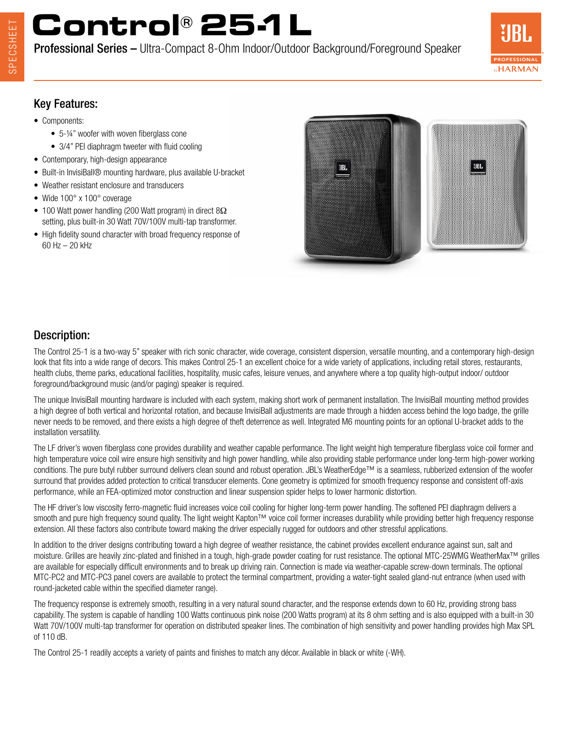# Control® 25-1 L

**Professional Series –** Ultra-Compact 8-Ohm Indoor/Outdoor Background/Foreground Speaker

## Key Features:

- Components:
  - 5-¼" woofer with woven fiberglass cone
  - 3/4" PEI diaphragm tweeter with fluid cooling
- Contemporary, high-design appearance
- Built-in InvisiBall® mounting hardware, plus available U-bracket
- Weather resistant enclosure and transducers
- Wide 100° x 100° coverage
- 100 Watt power handling (200 Watt program) in direct 8Ω setting, plus built-in 30 Watt 70V/100V multi-tap transformer.
- High fidelity sound character with broad frequency response of 60 Hz – 20 kHz

## Description:

The Control 25-1 is a two-way 5" speaker with rich sonic character, wide coverage, consistent dispersion, versatile mounting, and a contemporary high-design look that fits into a wide range of decors. This makes Control 25-1 an excellent choice for a wide variety of applications, including retail stores, restaurants, health clubs, theme parks, educational facilities, hospitality, music cafes, leisure venues, and anywhere where a top quality high-output indoor/ outdoor foreground/background music (and/or paging) speaker is required.

The unique InvisiBall mounting hardware is included with each system, making short work of permanent installation. The InvisiBall mounting method provides a high degree of both vertical and horizontal rotation, and because InvisiBall adjustments are made through a hidden access behind the logo badge, the grille never needs to be removed, and there exists a high degree of theft deterrence as well. Integrated M6 mounting points for an optional U-bracket adds to the installation versatility.

The LF driver's woven fiberglass cone provides durability and weather capable performance. The light weight high temperature fiberglass voice coil former and high temperature voice coil wire ensure high sensitivity and high power handling, while also providing stable performance under long-term high-power working conditions. The pure butyl rubber surround delivers clean sound and robust operation. JBL's WeatherEdge™ is a seamless, rubberized extension of the woofer surround that provides added protection to critical transducer elements. Cone geometry is optimized for smooth frequency response and consistent off-axis performance, while an FEA-optimized motor construction and linear suspension spider helps to lower harmonic distortion.

The HF driver's low viscosity ferro-magnetic fluid increases voice coil cooling for higher long-term power handling. The softened PEI diaphragm delivers a smooth and pure high frequency sound quality. The light weight Kapton™ voice coil former increases durability while providing better high frequency response extension. All these factors also contribute toward making the driver especially rugged for outdoors and other stressful applications.

In addition to the driver designs contributing toward a high degree of weather resistance, the cabinet provides excellent endurance against sun, salt and moisture. Grilles are heavily zinc-plated and finished in a tough, high-grade powder coating for rust resistance. The optional MTC-25WMG WeatherMax™ grilles are available for especially difficult environments and to break up driving rain. Connection is made via weather-capable screw-down terminals. The optional MTC-PC2 and MTC-PC3 panel covers are available to protect the terminal compartment, providing a water-tight sealed gland-nut entrance (when used with round-jacketed cable within the specified diameter range).

The frequency response is extremely smooth, resulting in a very natural sound character, and the response extends down to 60 Hz, providing strong bass capability. The system is capable of handling 100 Watts continuous pink noise (200 Watts program) at its 8 ohm setting and is also equipped with a built-in 30 Watt 70V/100V multi-tap transformer for operation on distributed speaker lines. The combination of high sensitivity and power handling provides high Max SPL of 110 dB.

The Control 25-1 readily accepts a variety of paints and finishes to match any décor. Available in black or white (-WH).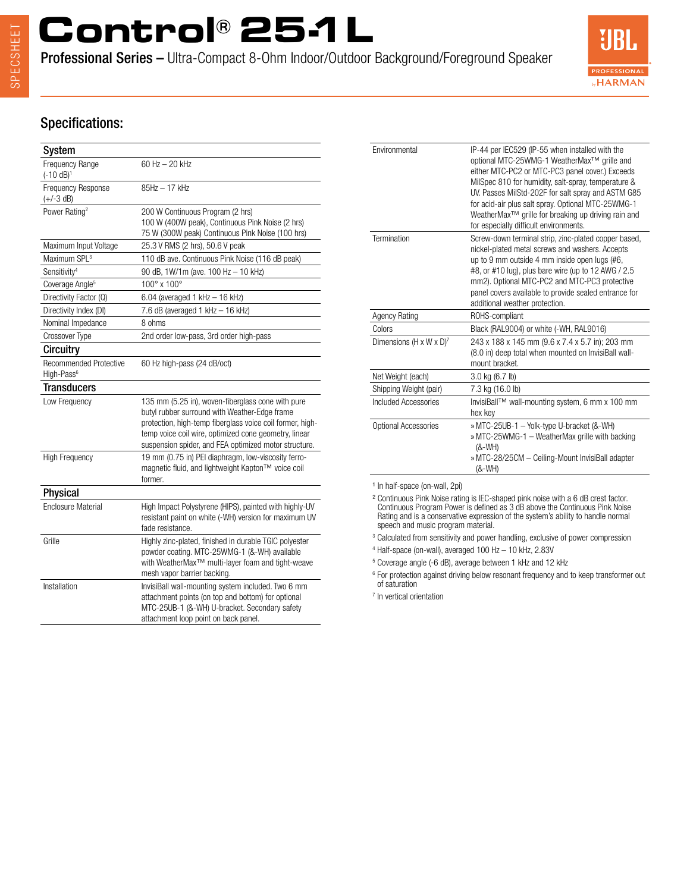# Control® 25-1L

**Professional Series –** Ultra-Compact 8-Ohm Indoor/Outdoor Background/Foreground Speaker

## Specifications:

| System | |
|---|---|
| Frequency Range (-10 dB)[1] | 60 Hz – 20 kHz |
| Frequency Response (+/-3 dB) | 85Hz – 17 kHz |
| Power Rating[2] | 200 W Continuous Program (2 hrs)<br>100 W (400W peak), Continuous Pink Noise (2 hrs)<br>75 W (300W peak) Continuous Pink Noise (100 hrs) |
| Maximum Input Voltage | 25.3 V RMS (2 hrs), 50.6 V peak |
| Maximum SPL[3] | 110 dB ave. Continuous Pink Noise (116 dB peak) |
| Sensitivity[4] | 90 dB, 1W/1m (ave. 100 Hz – 10 kHz) |
| Coverage Angle[5] | 100° x 100° |
| Directivity Factor (Q) | 6.04 (averaged 1 kHz – 16 kHz) |
| Directivity Index (DI) | 7.6 dB (averaged 1 kHz – 16 kHz) |
| Nominal Impedance | 8 ohms |
| Crossover Type | 2nd order low-pass, 3rd order high-pass |

| Circuitry | |
|---|---|
| Recommended Protective High-Pass[6] | 60 Hz high-pass (24 dB/oct) |

| Transducers | |
|---|---|
| Low Frequency | 135 mm (5.25 in), woven-fiberglass cone with pure butyl rubber surround with Weather-Edge frame protection, high-temp fiberglass voice coil former, high-temp voice coil wire, optimized cone geometry, linear suspension spider, and FEA optimized motor structure. |
| High Frequency | 19 mm (0.75 in) PEI diaphragm, low-viscosity ferro-magnetic fluid, and lightweight Kapton™ voice coil former. |

| Physical | |
|---|---|
| Enclosure Material | High Impact Polystyrene (HIPS), painted with highly-UV resistant paint on white (-WH) version for maximum UV fade resistance. |
| Grille | Highly zinc-plated, finished in durable TGIC polyester powder coating. MTC-25WMG-1 (&-WH) available with WeatherMax™ multi-layer foam and tight-weave mesh vapor barrier backing. |
| Installation | InvisiBall wall-mounting system included. Two 6 mm attachment points (on top and bottom) for optional MTC-25UB-1 (&-WH) U-bracket. Secondary safety attachment loop point on back panel. |
| Environmental | IP-44 per IEC529 (IP-55 when installed with the optional MTC-25WMG-1 WeatherMax™ grille and either MTC-PC2 or MTC-PC3 panel cover.) Exceeds MilSpec 810 for humidity, salt-spray, temperature & UV. Passes MilStd-202F for salt spray and ASTM G85 for acid-air plus salt spray. Optional MTC-25WMG-1 WeatherMax™ grille for breaking up driving rain and for especially difficult environments. |
| Termination | Screw-down terminal strip, zinc-plated copper based, nickel-plated metal screws and washers. Accepts up to 9 mm outside 4 mm inside open lugs (#6, #8, or #10 lug), plus bare wire (up to 12 AWG / 2.5 mm2). Optional MTC-PC2 and MTC-PC3 protective panel covers available to provide sealed entrance for additional weather protection. |
| Agency Rating | ROHS-compliant |
| Colors | Black (RAL9004) or white (-WH, RAL9016) |
| Dimensions (H x W x D)[7] | 243 x 188 x 145 mm (9.6 x 7.4 x 5.7 in); 203 mm (8.0 in) deep total when mounted on InvisiBall wall-mount bracket. |
| Net Weight (each) | 3.0 kg (6.7 lb) |
| Shipping Weight (pair) | 7.3 kg (16.0 lb) |
| Included Accessories | InvisiBall™ wall-mounting system, 6 mm x 100 mm hex key |
| Optional Accessories | » MTC-25UB-1 – Yolk-type U-bracket (&-WH)<br>» MTC-25WMG-1 – WeatherMax grille with backing (&-WH)<br>» MTC-28/25CM – Ceiling-Mount InvisiBall adapter (&-WH) |

[1] In half-space (on-wall, 2pi)

[2] Continuous Pink Noise rating is IEC-shaped pink noise with a 6 dB crest factor. Continuous Program Power is defined as 3 dB above the Continuous Pink Noise Rating and is a conservative expression of the system's ability to handle normal speech and music program material.

[3] Calculated from sensitivity and power handling, exclusive of power compression

[4] Half-space (on-wall), averaged 100 Hz – 10 kHz, 2.83V

[5] Coverage angle (-6 dB), average between 1 kHz and 12 kHz

[6] For protection against driving below resonant frequency and to keep transformer out of saturation

[7] In vertical orientation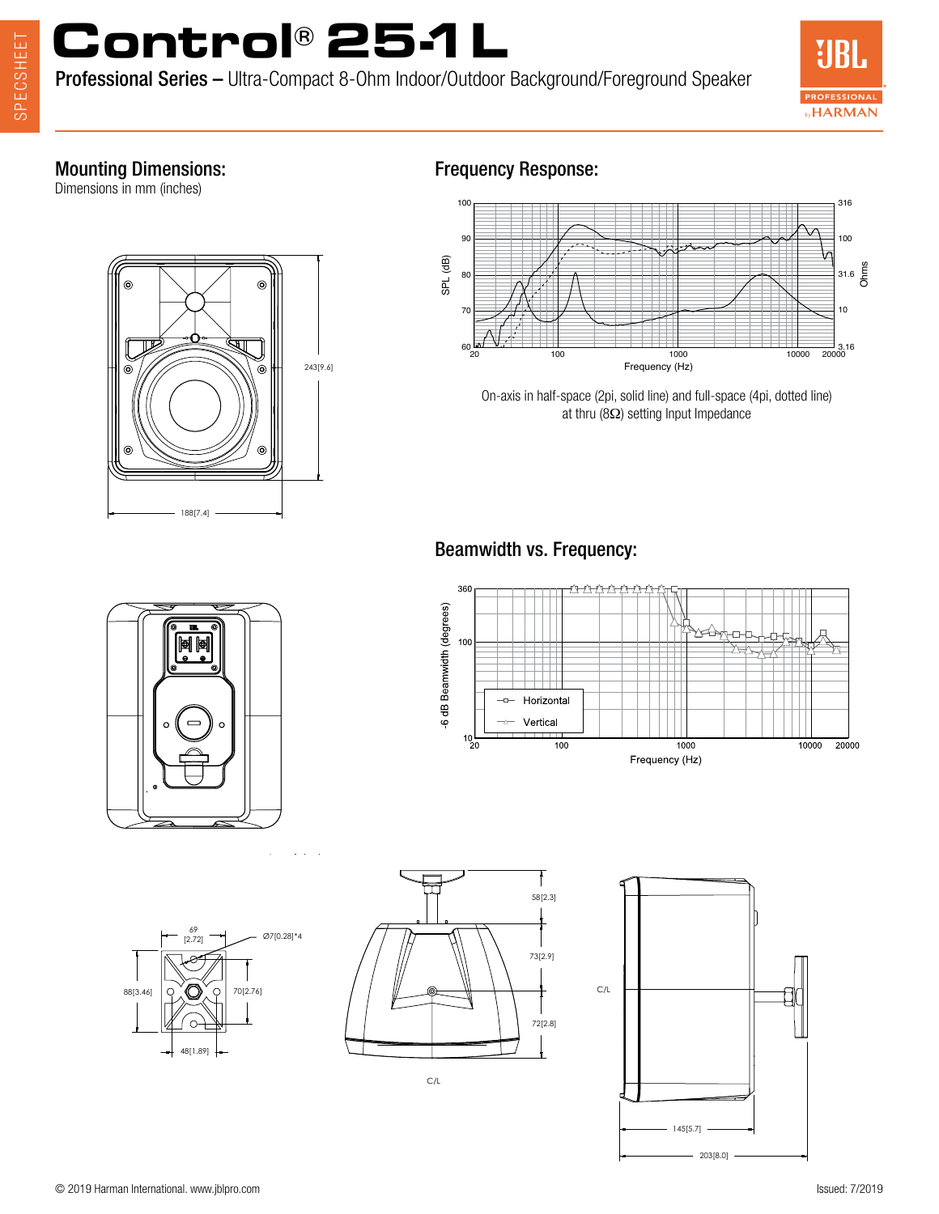SPECSHEET

# Control® 25-1L

**Professional Series –** Ultra-Compact 8-Ohm Indoor/Outdoor Background/Foreground Speaker

JBL PROFESSIONAL by HARMAN

## Mounting Dimensions:

Dimensions in mm (inches)

243[9.6]

188[7.4]

69 [2.72]

Ø7[0.28]*4

88[3.46]

70[2.76]

48[1.89]

58[2.3]

73[2.9]

72[2.8]

C/L

C/L

145[5.7]

203[8.0]

## Frequency Response:

SPL (dB)

100
90
80
70
60

316
100
31.6
10
3.16

Ohms

20 100 1000 10000 20000

Frequency (Hz)

On-axis in half-space (2pi, solid line) and full-space (4pi, dotted line) at thru (8Ω) setting Input Impedance

## Beamwidth vs. Frequency:

-6 dB Beamwidth (degrees)

360
100
10

Horizontal
Vertical

20 100 1000 10000 20000

Frequency (Hz)

© 2019 Harman International. www.jblpro.com

Issued: 7/2019